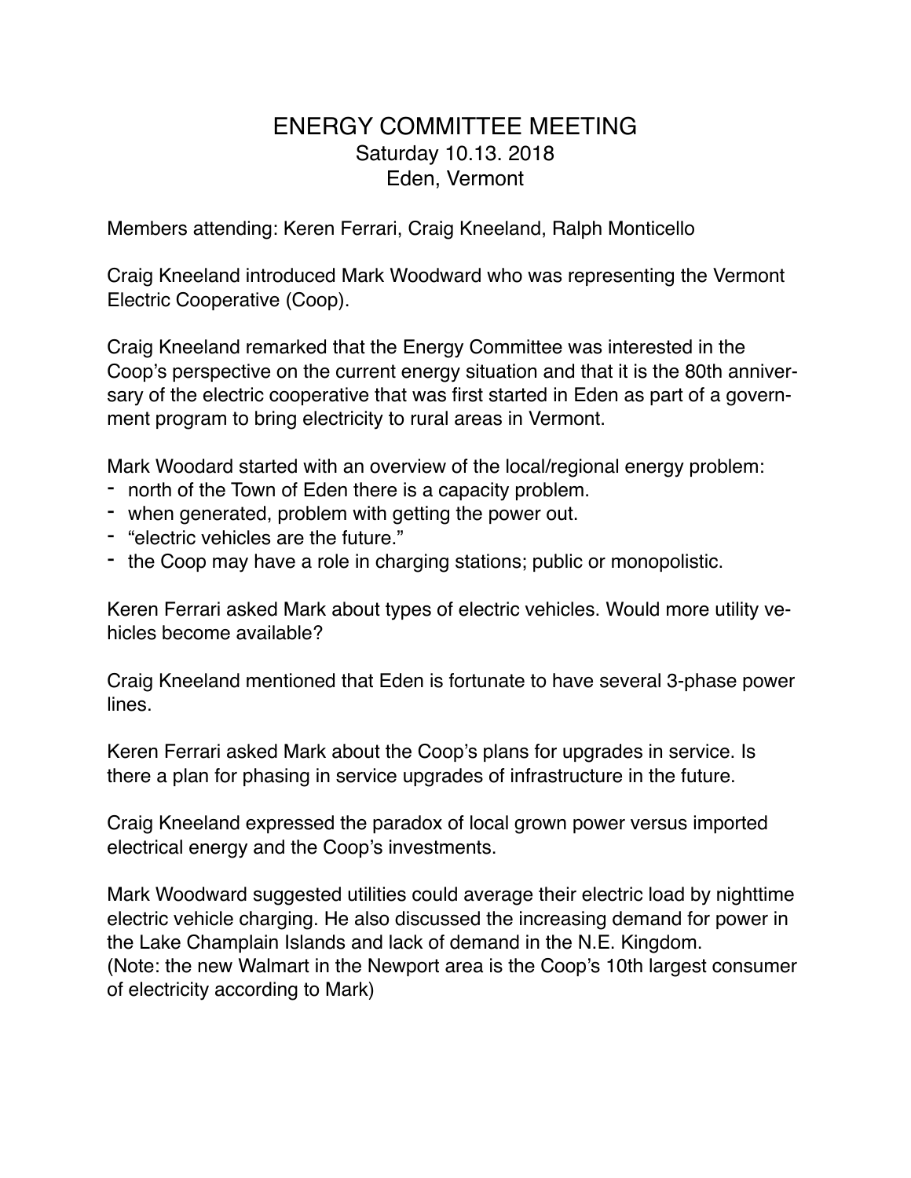# ENERGY COMMITTEE MEETING

Saturday 10.13. 2018

Eden, Vermont

Members attending: Keren Ferrari, Craig Kneeland, Ralph Monticello

Craig Kneeland introduced Mark Woodward who was representing the Vermont Electric Cooperative (Coop).

Craig Kneeland remarked that the Energy Committee was interested in the Coop's perspective on the current energy situation and that it is the 80th anniversary of the electric cooperative that was first started in Eden as part of a government program to bring electricity to rural areas in Vermont.

Mark Woodard started with an overview of the local/regional energy problem:

- north of the Town of Eden there is a capacity problem.
- when generated, problem with getting the power out.
- "electric vehicles are the future."
- the Coop may have a role in charging stations; public or monopolistic.

Keren Ferrari asked Mark about types of electric vehicles. Would more utility vehicles become available?

Craig Kneeland mentioned that Eden is fortunate to have several 3-phase power lines.

Keren Ferrari asked Mark about the Coop's plans for upgrades in service. Is there a plan for phasing in service upgrades of infrastructure in the future.

Craig Kneeland expressed the paradox of local grown power versus imported electrical energy and the Coop's investments.

Mark Woodward suggested utilities could average their electric load by nighttime electric vehicle charging. He also discussed the increasing demand for power in the Lake Champlain Islands and lack of demand in the N.E. Kingdom.
(Note: the new Walmart in the Newport area is the Coop's 10th largest consumer of electricity according to Mark)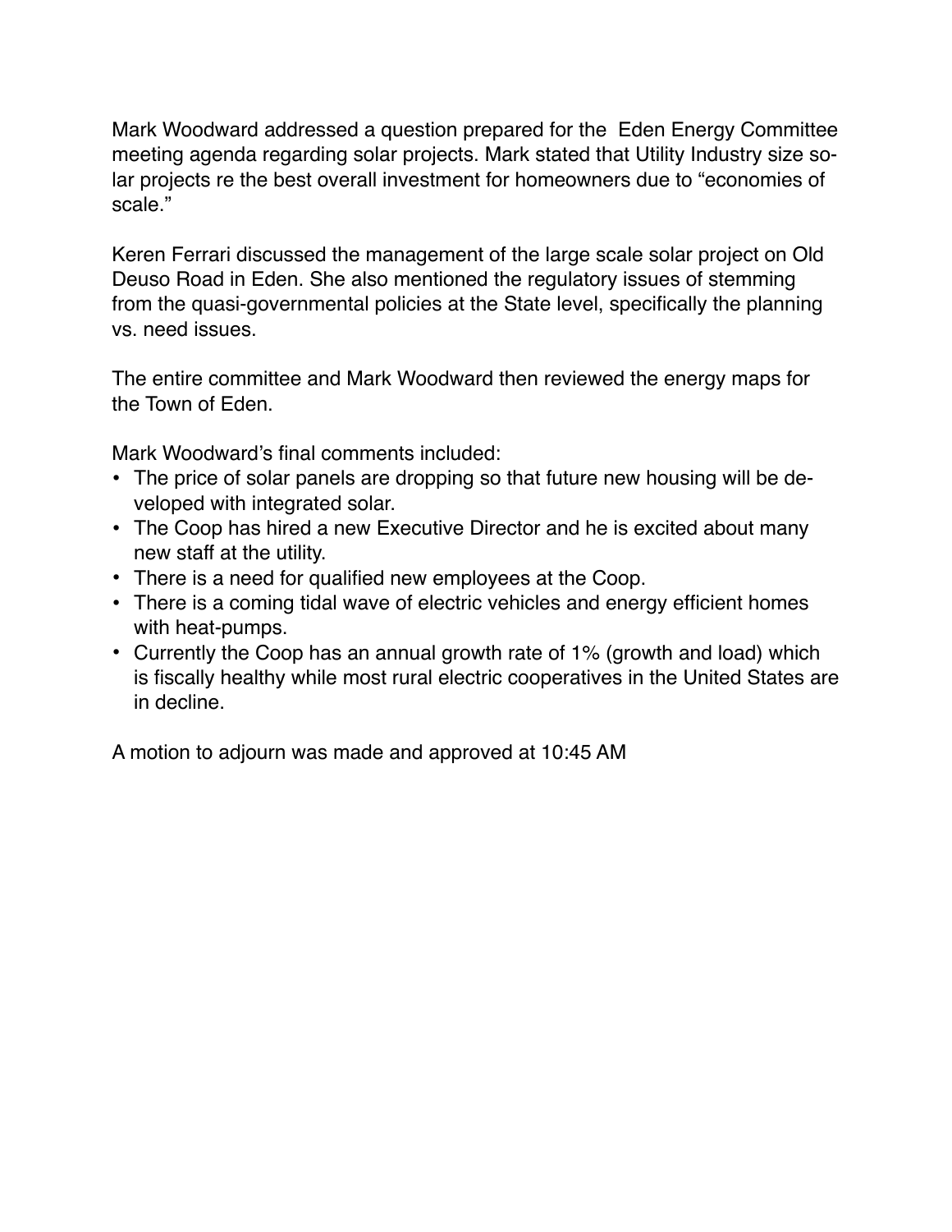Mark Woodward addressed a question prepared for the  Eden Energy Committee meeting agenda regarding solar projects. Mark stated that Utility Industry size solar projects re the best overall investment for homeowners due to "economies of scale."

Keren Ferrari discussed the management of the large scale solar project on Old Deuso Road in Eden. She also mentioned the regulatory issues of stemming from the quasi-governmental policies at the State level, specifically the planning vs. need issues.

The entire committee and Mark Woodward then reviewed the energy maps for the Town of Eden.

Mark Woodward's final comments included:

- The price of solar panels are dropping so that future new housing will be developed with integrated solar.
- The Coop has hired a new Executive Director and he is excited about many new staff at the utility.
- There is a need for qualified new employees at the Coop.
- There is a coming tidal wave of electric vehicles and energy efficient homes with heat-pumps.
- Currently the Coop has an annual growth rate of 1% (growth and load) which is fiscally healthy while most rural electric cooperatives in the United States are in decline.

A motion to adjourn was made and approved at 10:45 AM